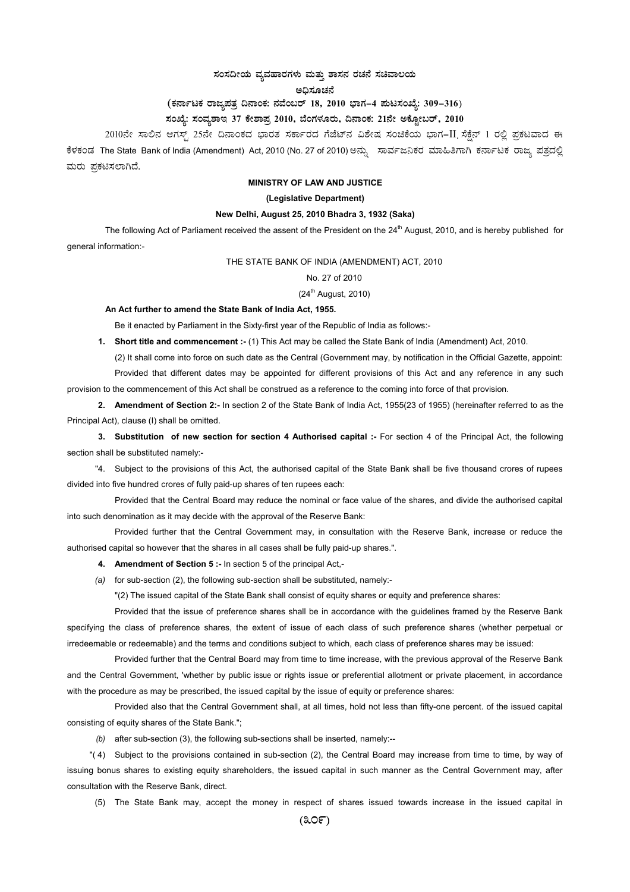**ಸಂಸದೀಯ ವ್ಯವಹಾರಗಳು ಮತ್ತು ಶಾಸನ ರಚನೆ ಸಚಿವಾಲಯ**

**ಅಧಿಸೂಚನೆ**

**(ಕರ್ನಾಟಕ ರಾಜ್ಯಪತ್ರ ದಿನಾಂಕ: ನವೆಂಬರ್ 18, 2010 ಭಾಗ–4 ಪುಟಸಂಖ್ಯೆ: 309–316)**

**ಸಂಖ್ಯೆ: ಸಂವ್ಯಶಾಇ 37 ಕೇಶಾಪ್ರ 2010, ಬೆಂಗಳೂರು, ದಿನಾಂಕ: 21ನೇ ಅಕ್ಟೋಬರ್, 2010**

2010ನೇ ಸಾಲಿನ ಆಗಸ್ಟ್ 25ನೇ ದಿನಾಂಕದ ಭಾರತ ಸರ್ಕಾರದ ಗೆಜೆಟ್‌ನ ವಿಶೇಷ ಸಂಚಿಕೆಯ ಭಾಗ–II ಸೆಕ್ಷೆನ್ 1 ರಲ್ಲಿ ಪ್ರಕಟವಾದ ಈ ಕೆಳಕಂಡ The State Bank of India (Amendment) Act, 2010 (No. 27 of 2010) ಅನ್ನು ಸಾರ್ವಜನಿಕರ ಮಾಹಿತಿಗಾಗಿ ಕರ್ನಾಟಕ ರಾಜ್ಯ ಪತ್ರದಲ್ಲಿ ಮರು ಪ್ರಕಟಿಸಲಾಗಿದೆ.

**MINISTRY OF LAW AND JUSTICE**

**(Legislative Department)**

**New Delhi, August 25, 2010 Bhadra 3, 1932 (Saka)**

The following Act of Parliament received the assent of the President on the 24th August, 2010, and is hereby published for general information:-

THE STATE BANK OF INDIA (AMENDMENT) ACT, 2010

No. 27 of 2010

(24th August, 2010)

**An Act further to amend the State Bank of India Act, 1955.**

Be it enacted by Parliament in the Sixty-first year of the Republic of India as follows:-

**1. Short title and commencement :-** (1) This Act may be called the State Bank of India (Amendment) Act, 2010.

(2) It shall come into force on such date as the Central (Government may, by notification in the Official Gazette, appoint:

Provided that different dates may be appointed for different provisions of this Act and any reference in any such provision to the commencement of this Act shall be construed as a reference to the coming into force of that provision.

**2. Amendment of Section 2:-** In section 2 of the State Bank of India Act, 1955(23 of 1955) (hereinafter referred to as the Principal Act), clause (I) shall be omitted.

**3. Substitution of new section for section 4 Authorised capital :-** For section 4 of the Principal Act, the following section shall be substituted namely:-

"4. Subject to the provisions of this Act, the authorised capital of the State Bank shall be five thousand crores of rupees divided into five hundred crores of fully paid-up shares of ten rupees each:

Provided that the Central Board may reduce the nominal or face value of the shares, and divide the authorised capital into such denomination as it may decide with the approval of the Reserve Bank:

Provided further that the Central Government may, in consultation with the Reserve Bank, increase or reduce the authorised capital so however that the shares in all cases shall be fully paid-up shares.".

**4. Amendment of Section 5 :-** In section 5 of the principal Act,-

*(a)* for sub-section (2), the following sub-section shall be substituted, namely:-

"(2) The issued capital of the State Bank shall consist of equity shares or equity and preference shares:

Provided that the issue of preference shares shall be in accordance with the guidelines framed by the Reserve Bank specifying the class of preference shares, the extent of issue of each class of such preference shares (whether perpetual or irredeemable or redeemable) and the terms and conditions subject to which, each class of preference shares may be issued:

Provided further that the Central Board may from time to time increase, with the previous approval of the Reserve Bank and the Central Government, 'whether by public issue or rights issue or preferential allotment or private placement, in accordance with the procedure as may be prescribed, the issued capital by the issue of equity or preference shares:

Provided also that the Central Government shall, at all times, hold not less than fifty-one percent. of the issued capital consisting of equity shares of the State Bank.";

*(b)* after sub-section (3), the following sub-sections shall be inserted, namely:--

"(4) Subject to the provisions contained in sub-section (2), the Central Board may increase from time to time, by way of issuing bonus shares to existing equity shareholders, the issued capital in such manner as the Central Government may, after consultation with the Reserve Bank, direct.

(5) The State Bank may, accept the money in respect of shares issued towards increase in the issued capital in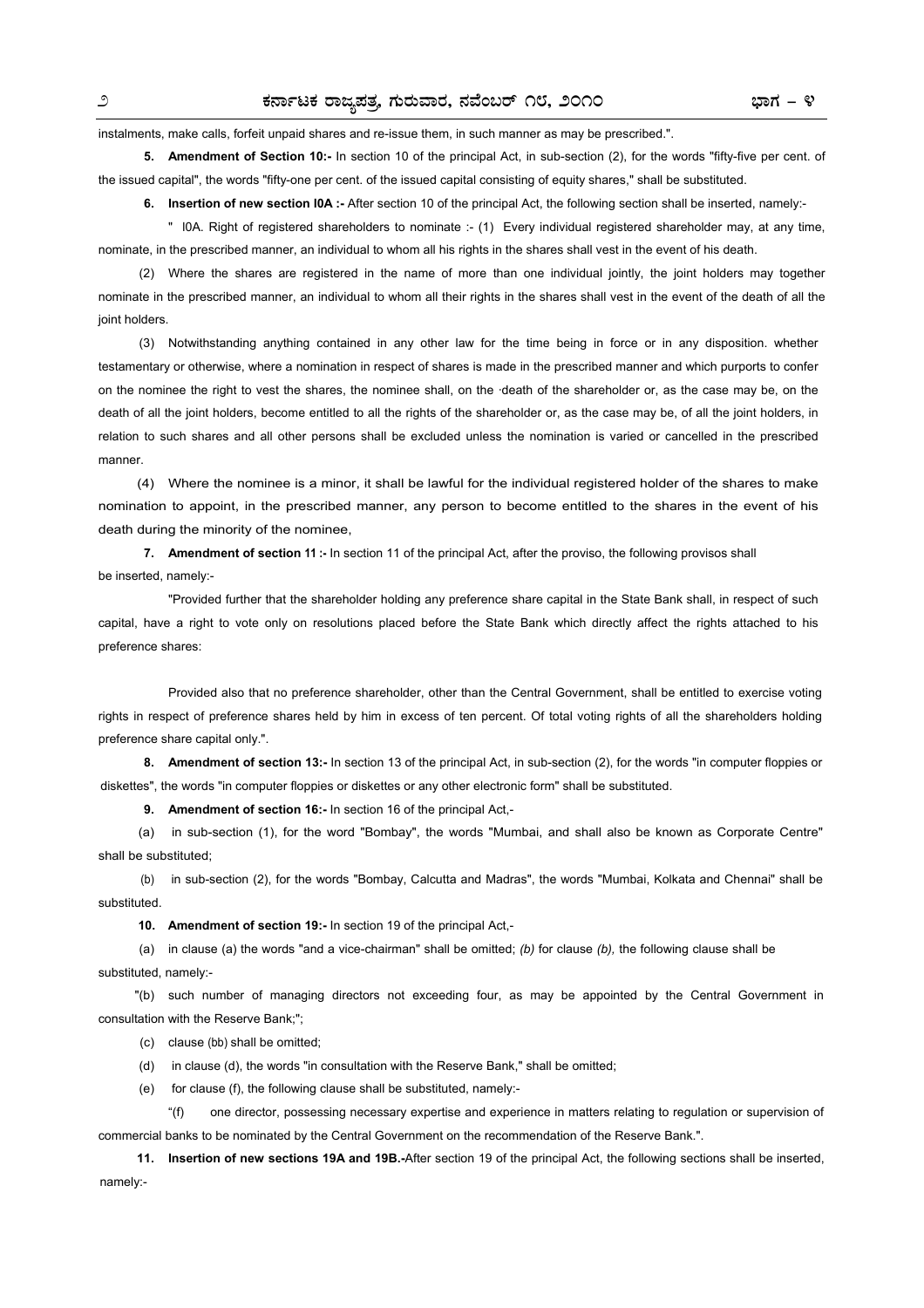instalments, make calls, forfeit unpaid shares and re-issue them, in such manner as may be prescribed.".

**5. Amendment of Section 10:-** In section 10 of the principal Act, in sub-section (2), for the words "fifty-five per cent. of the issued capital", the words "fifty-one per cent. of the issued capital consisting of equity shares," shall be substituted.

**6. Insertion of new section I0A :-** After section 10 of the principal Act, the following section shall be inserted, namely:-

" I0A. Right of registered shareholders to nominate :- (1) Every individual registered shareholder may, at any time, nominate, in the prescribed manner, an individual to whom all his rights in the shares shall vest in the event of his death.

(2) Where the shares are registered in the name of more than one individual jointly, the joint holders may together nominate in the prescribed manner, an individual to whom all their rights in the shares shall vest in the event of the death of all the joint holders.

(3) Notwithstanding anything contained in any other law for the time being in force or in any disposition. whether testamentary or otherwise, where a nomination in respect of shares is made in the prescribed manner and which purports to confer on the nominee the right to vest the shares, the nominee shall, on the ·death of the shareholder or, as the case may be, on the death of all the joint holders, become entitled to all the rights of the shareholder or, as the case may be, of all the joint holders, in relation to such shares and all other persons shall be excluded unless the nomination is varied or cancelled in the prescribed manner.

(4) Where the nominee is a minor, it shall be lawful for the individual registered holder of the shares to make nomination to appoint, in the prescribed manner, any person to become entitled to the shares in the event of his death during the minority of the nominee,

**7. Amendment of section 11 :-** In section 11 of the principal Act, after the proviso, the following provisos shall be inserted, namely:-

"Provided further that the shareholder holding any preference share capital in the State Bank shall, in respect of such capital, have a right to vote only on resolutions placed before the State Bank which directly affect the rights attached to his preference shares:

Provided also that no preference shareholder, other than the Central Government, shall be entitled to exercise voting rights in respect of preference shares held by him in excess of ten percent. Of total voting rights of all the shareholders holding preference share capital only.".

**8. Amendment of section 13:-** In section 13 of the principal Act, in sub-section (2), for the words "in computer floppies or diskettes", the words "in computer floppies or diskettes or any other electronic form" shall be substituted.

**9. Amendment of section 16:-** In section 16 of the principal Act,-

(a) in sub-section (1), for the word "Bombay", the words "Mumbai, and shall also be known as Corporate Centre" shall be substituted;

(b) in sub-section (2), for the words "Bombay, Calcutta and Madras", the words "Mumbai, Kolkata and Chennai" shall be substituted.

**10. Amendment of section 19:-** In section 19 of the principal Act,-

(a) in clause (a) the words "and a vice-chairman" shall be omitted; *(b)* for clause *(b),* the following clause shall be substituted, namely:-

"(b) such number of managing directors not exceeding four, as may be appointed by the Central Government in consultation with the Reserve Bank;";

(c) clause (bb) shall be omitted;

(d) in clause (d), the words "in consultation with the Reserve Bank," shall be omitted;

(e) for clause (f), the following clause shall be substituted, namely:-

"(f) one director, possessing necessary expertise and experience in matters relating to regulation or supervision of commercial banks to be nominated by the Central Government on the recommendation of the Reserve Bank.".

**11. Insertion of new sections 19A and 19B.-**After section 19 of the principal Act, the following sections shall be inserted, namely:-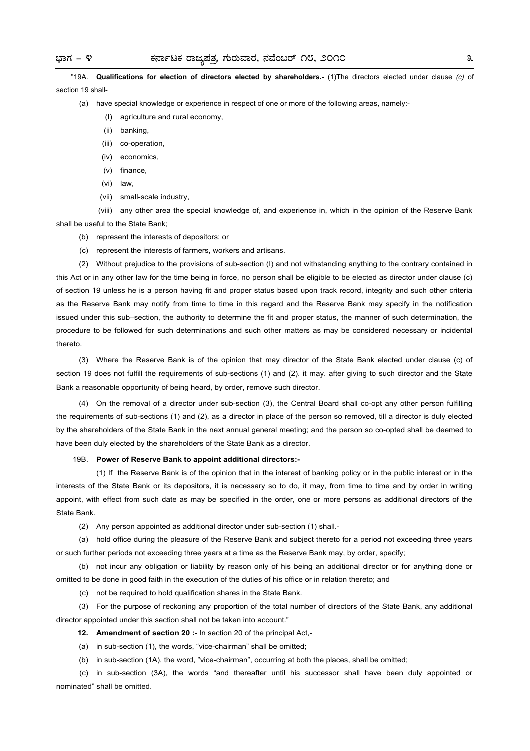"19A. **Qualifications for election of directors elected by shareholders.-** (1)The directors elected under clause *(c)* of section 19 shall-

(a) have special knowledge or experience in respect of one or more of the following areas, namely:-

(I) agriculture and rural economy,

(ii) banking,

(iii) co-operation,

(iv) economics,

(v) finance,

(vi) law,

(vii) small-scale industry,

(viii) any other area the special knowledge of, and experience in, which in the opinion of the Reserve Bank shall be useful to the State Bank;

(b) represent the interests of depositors; or

(c) represent the interests of farmers, workers and artisans.

(2) Without prejudice to the provisions of sub-section (I) and not withstanding anything to the contrary contained in this Act or in any other law for the time being in force, no person shall be eligible to be elected as director under clause (c) of section 19 unless he is a person having fit and proper status based upon track record, integrity and such other criteria as the Reserve Bank may notify from time to time in this regard and the Reserve Bank may specify in the notification issued under this sub–section, the authority to determine the fit and proper status, the manner of such determination, the procedure to be followed for such determinations and such other matters as may be considered necessary or incidental thereto.

(3) Where the Reserve Bank is of the opinion that may director of the State Bank elected under clause (c) of section 19 does not fulfill the requirements of sub-sections (1) and (2), it may, after giving to such director and the State Bank a reasonable opportunity of being heard, by order, remove such director.

(4) On the removal of a director under sub-section (3), the Central Board shall co-opt any other person fulfilling the requirements of sub-sections (1) and (2), as a director in place of the person so removed, till a director is duly elected by the shareholders of the State Bank in the next annual general meeting; and the person so co-opted shall be deemed to have been duly elected by the shareholders of the State Bank as a director.

19B. **Power of Reserve Bank to appoint additional directors:-**

(1) If the Reserve Bank is of the opinion that in the interest of banking policy or in the public interest or in the interests of the State Bank or its depositors, it is necessary so to do, it may, from time to time and by order in writing appoint, with effect from such date as may be specified in the order, one or more persons as additional directors of the State Bank.

(2) Any person appointed as additional director under sub-section (1) shall.-

(a) hold office during the pleasure of the Reserve Bank and subject thereto for a period not exceeding three years or such further periods not exceeding three years at a time as the Reserve Bank may, by order, specify;

(b) not incur any obligation or liability by reason only of his being an additional director or for anything done or omitted to be done in good faith in the execution of the duties of his office or in relation thereto; and

(c) not be required to hold qualification shares in the State Bank.

(3) For the purpose of reckoning any proportion of the total number of directors of the State Bank, any additional director appointed under this section shall not be taken into account."

**12. Amendment of section 20 :-** In section 20 of the principal Act,-

(a) in sub-section (1), the words, "vice-chairman" shall be omitted;

(b) in sub-section (1A), the word, "vice-chairman", occurring at both the places, shall be omitted;

(c) in sub-section (3A), the words "and thereafter until his successor shall have been duly appointed or nominated" shall be omitted.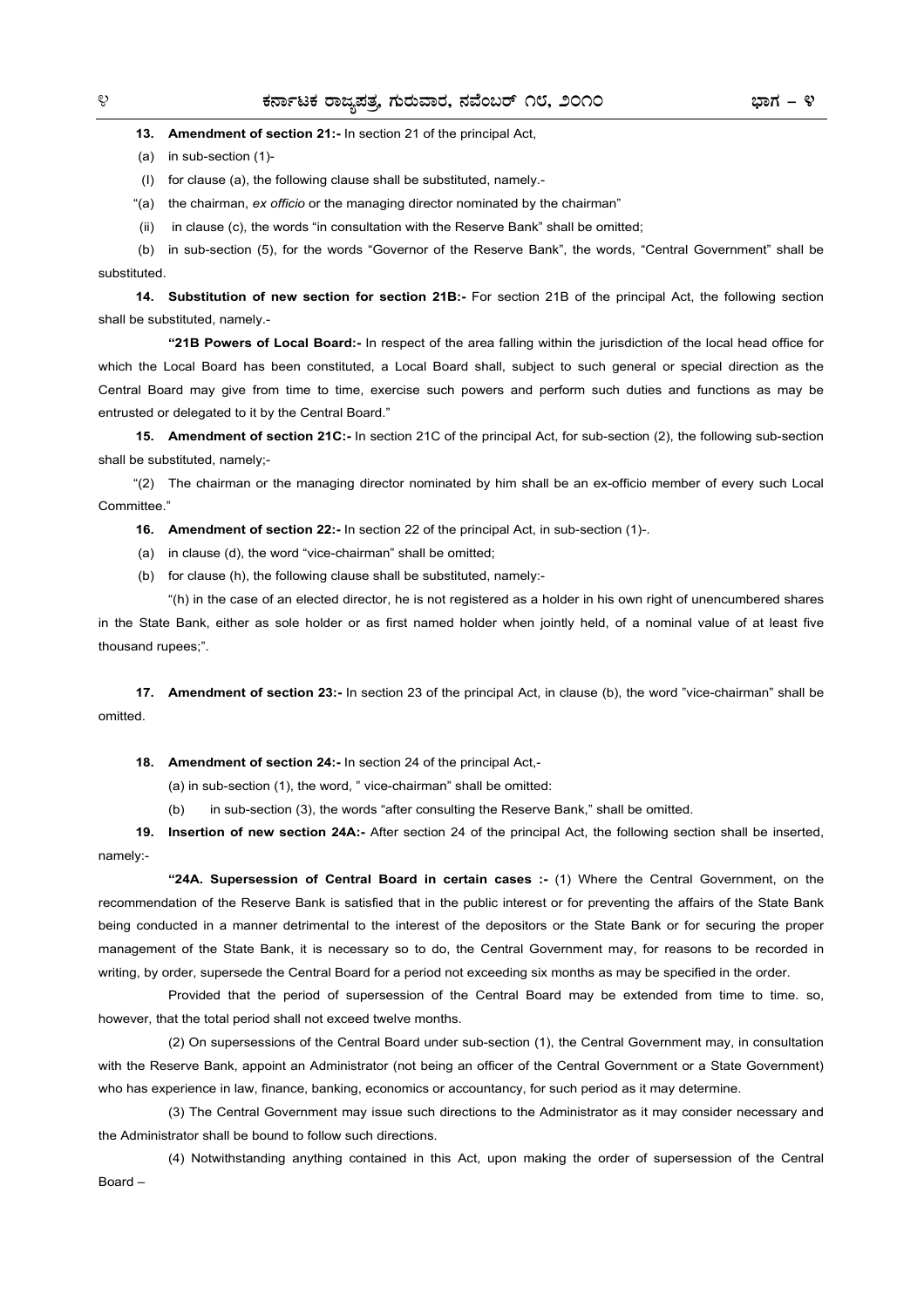**13. Amendment of section 21:-** In section 21 of the principal Act,

(a) in sub-section (1)-

(I) for clause (a), the following clause shall be substituted, namely.-

"(a) the chairman, *ex officio* or the managing director nominated by the chairman"

(ii) in clause (c), the words "in consultation with the Reserve Bank" shall be omitted;

(b) in sub-section (5), for the words "Governor of the Reserve Bank", the words, "Central Government" shall be substituted.

**14. Substitution of new section for section 21B:-** For section 21B of the principal Act, the following section shall be substituted, namely.-

**"21B Powers of Local Board:-** In respect of the area falling within the jurisdiction of the local head office for which the Local Board has been constituted, a Local Board shall, subject to such general or special direction as the Central Board may give from time to time, exercise such powers and perform such duties and functions as may be entrusted or delegated to it by the Central Board."

**15. Amendment of section 21C:-** In section 21C of the principal Act, for sub-section (2), the following sub-section shall be substituted, namely;-

"(2) The chairman or the managing director nominated by him shall be an ex-officio member of every such Local Committee."

**16. Amendment of section 22:-** In section 22 of the principal Act, in sub-section (1)-.

(a) in clause (d), the word "vice-chairman" shall be omitted;

(b) for clause (h), the following clause shall be substituted, namely:-

"(h) in the case of an elected director, he is not registered as a holder in his own right of unencumbered shares in the State Bank, either as sole holder or as first named holder when jointly held, of a nominal value of at least five thousand rupees;".

**17. Amendment of section 23:-** In section 23 of the principal Act, in clause (b), the word "vice-chairman" shall be omitted.

**18. Amendment of section 24:-** In section 24 of the principal Act,-

(a) in sub-section (1), the word, " vice-chairman" shall be omitted:

(b) in sub-section (3), the words "after consulting the Reserve Bank," shall be omitted.

**19. Insertion of new section 24A:-** After section 24 of the principal Act, the following section shall be inserted, namely:-

**"24A. Supersession of Central Board in certain cases :-** (1) Where the Central Government, on the recommendation of the Reserve Bank is satisfied that in the public interest or for preventing the affairs of the State Bank being conducted in a manner detrimental to the interest of the depositors or the State Bank or for securing the proper management of the State Bank, it is necessary so to do, the Central Government may, for reasons to be recorded in writing, by order, supersede the Central Board for a period not exceeding six months as may be specified in the order.

Provided that the period of supersession of the Central Board may be extended from time to time. so, however, that the total period shall not exceed twelve months.

(2) On supersessions of the Central Board under sub-section (1), the Central Government may, in consultation with the Reserve Bank, appoint an Administrator (not being an officer of the Central Government or a State Government) who has experience in law, finance, banking, economics or accountancy, for such period as it may determine.

(3) The Central Government may issue such directions to the Administrator as it may consider necessary and the Administrator shall be bound to follow such directions.

(4) Notwithstanding anything contained in this Act, upon making the order of supersession of the Central Board –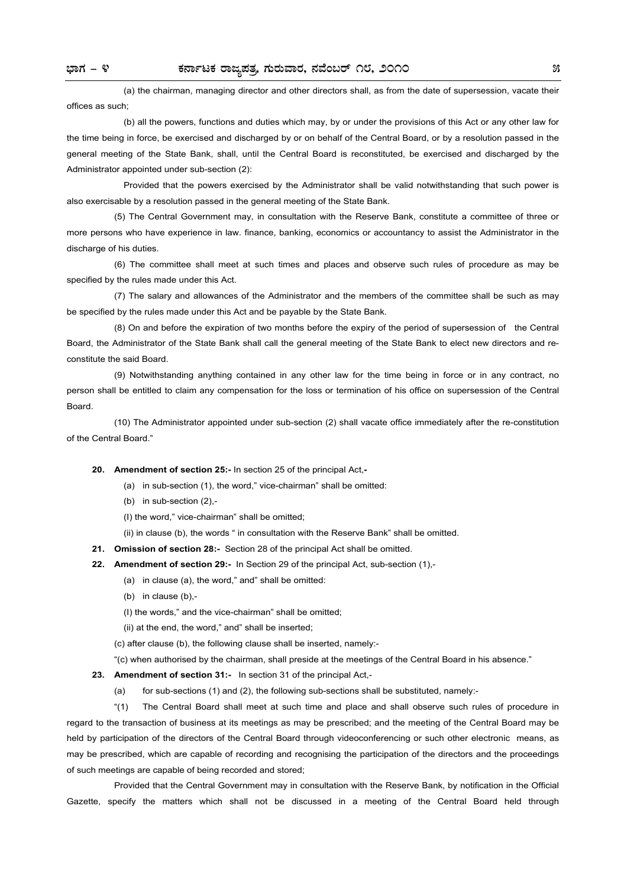(a) the chairman, managing director and other directors shall, as from the date of supersession, vacate their offices as such;

(b) all the powers, functions and duties which may, by or under the provisions of this Act or any other law for the time being in force, be exercised and discharged by or on behalf of the Central Board, or by a resolution passed in the general meeting of the State Bank, shall, until the Central Board is reconstituted, be exercised and discharged by the Administrator appointed under sub-section (2):

Provided that the powers exercised by the Administrator shall be valid notwithstanding that such power is also exercisable by a resolution passed in the general meeting of the State Bank.

(5) The Central Government may, in consultation with the Reserve Bank, constitute a committee of three or more persons who have experience in law. finance, banking, economics or accountancy to assist the Administrator in the discharge of his duties.

(6) The committee shall meet at such times and places and observe such rules of procedure as may be specified by the rules made under this Act.

(7) The salary and allowances of the Administrator and the members of the committee shall be such as may be specified by the rules made under this Act and be payable by the State Bank.

(8) On and before the expiration of two months before the expiry of the period of supersession of the Central Board, the Administrator of the State Bank shall call the general meeting of the State Bank to elect new directors and re-constitute the said Board.

(9) Notwithstanding anything contained in any other law for the time being in force or in any contract, no person shall be entitled to claim any compensation for the loss or termination of his office on supersession of the Central Board.

(10) The Administrator appointed under sub-section (2) shall vacate office immediately after the re-constitution of the Central Board."

**20. Amendment of section 25:-** In section 25 of the principal Act,-

(a) in sub-section (1), the word," vice-chairman" shall be omitted:

(b) in sub-section (2),-

(I) the word," vice-chairman" shall be omitted;

(ii) in clause (b), the words " in consultation with the Reserve Bank" shall be omitted.

**21. Omission of section 28:-** Section 28 of the principal Act shall be omitted.

**22. Amendment of section 29:-** In Section 29 of the principal Act, sub-section (1),-

(a) in clause (a), the word," and" shall be omitted:

(b) in clause (b),-

(I) the words," and the vice-chairman" shall be omitted;

(ii) at the end, the word," and" shall be inserted;

(c) after clause (b), the following clause shall be inserted, namely:-

"(c) when authorised by the chairman, shall preside at the meetings of the Central Board in his absence."

**23. Amendment of section 31:-** In section 31 of the principal Act,-

(a) for sub-sections (1) and (2), the following sub-sections shall be substituted, namely:-

"(1) The Central Board shall meet at such time and place and shall observe such rules of procedure in regard to the transaction of business at its meetings as may be prescribed; and the meeting of the Central Board may be held by participation of the directors of the Central Board through videoconferencing or such other electronic means, as may be prescribed, which are capable of recording and recognising the participation of the directors and the proceedings of such meetings are capable of being recorded and stored;

Provided that the Central Government may in consultation with the Reserve Bank, by notification in the Official Gazette, specify the matters which shall not be discussed in a meeting of the Central Board held through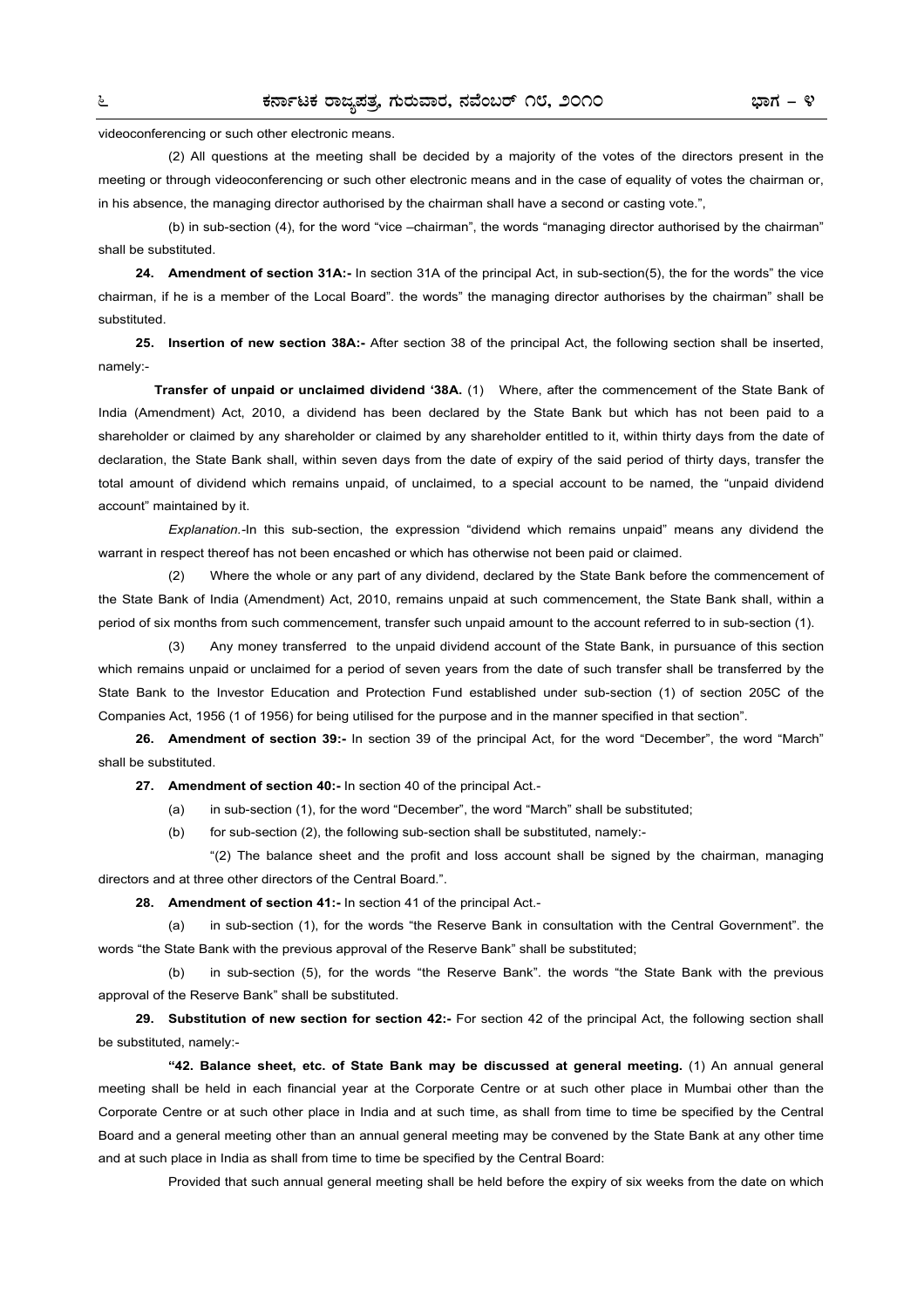videoconferencing or such other electronic means.

(2) All questions at the meeting shall be decided by a majority of the votes of the directors present in the meeting or through videoconferencing or such other electronic means and in the case of equality of votes the chairman or, in his absence, the managing director authorised by the chairman shall have a second or casting vote.",

(b) in sub-section (4), for the word "vice –chairman", the words "managing director authorised by the chairman" shall be substituted.

**24. Amendment of section 31A:-** In section 31A of the principal Act, in sub-section(5), the for the words" the vice chairman, if he is a member of the Local Board". the words" the managing director authorises by the chairman" shall be substituted.

**25. Insertion of new section 38A:-** After section 38 of the principal Act, the following section shall be inserted, namely:-

**Transfer of unpaid or unclaimed dividend '38A.** (1) Where, after the commencement of the State Bank of India (Amendment) Act, 2010, a dividend has been declared by the State Bank but which has not been paid to a shareholder or claimed by any shareholder or claimed by any shareholder entitled to it, within thirty days from the date of declaration, the State Bank shall, within seven days from the date of expiry of the said period of thirty days, transfer the total amount of dividend which remains unpaid, of unclaimed, to a special account to be named, the "unpaid dividend account" maintained by it.

*Explanation.*-In this sub-section, the expression "dividend which remains unpaid" means any dividend the warrant in respect thereof has not been encashed or which has otherwise not been paid or claimed.

(2) Where the whole or any part of any dividend, declared by the State Bank before the commencement of the State Bank of India (Amendment) Act, 2010, remains unpaid at such commencement, the State Bank shall, within a period of six months from such commencement, transfer such unpaid amount to the account referred to in sub-section (1).

(3) Any money transferred to the unpaid dividend account of the State Bank, in pursuance of this section which remains unpaid or unclaimed for a period of seven years from the date of such transfer shall be transferred by the State Bank to the Investor Education and Protection Fund established under sub-section (1) of section 205C of the Companies Act, 1956 (1 of 1956) for being utilised for the purpose and in the manner specified in that section".

**26. Amendment of section 39:-** In section 39 of the principal Act, for the word "December", the word "March" shall be substituted.

**27. Amendment of section 40:-** In section 40 of the principal Act.-

(a) in sub-section (1), for the word "December", the word "March" shall be substituted;

(b) for sub-section (2), the following sub-section shall be substituted, namely:-

"(2) The balance sheet and the profit and loss account shall be signed by the chairman, managing directors and at three other directors of the Central Board.".

**28. Amendment of section 41:-** In section 41 of the principal Act.-

(a) in sub-section (1), for the words "the Reserve Bank in consultation with the Central Government". the words "the State Bank with the previous approval of the Reserve Bank" shall be substituted;

(b) in sub-section (5), for the words "the Reserve Bank". the words "the State Bank with the previous approval of the Reserve Bank" shall be substituted.

**29. Substitution of new section for section 42:-** For section 42 of the principal Act, the following section shall be substituted, namely:-

**"42. Balance sheet, etc. of State Bank may be discussed at general meeting.** (1) An annual general meeting shall be held in each financial year at the Corporate Centre or at such other place in Mumbai other than the Corporate Centre or at such other place in India and at such time, as shall from time to time be specified by the Central Board and a general meeting other than an annual general meeting may be convened by the State Bank at any other time and at such place in India as shall from time to time be specified by the Central Board:

Provided that such annual general meeting shall be held before the expiry of six weeks from the date on which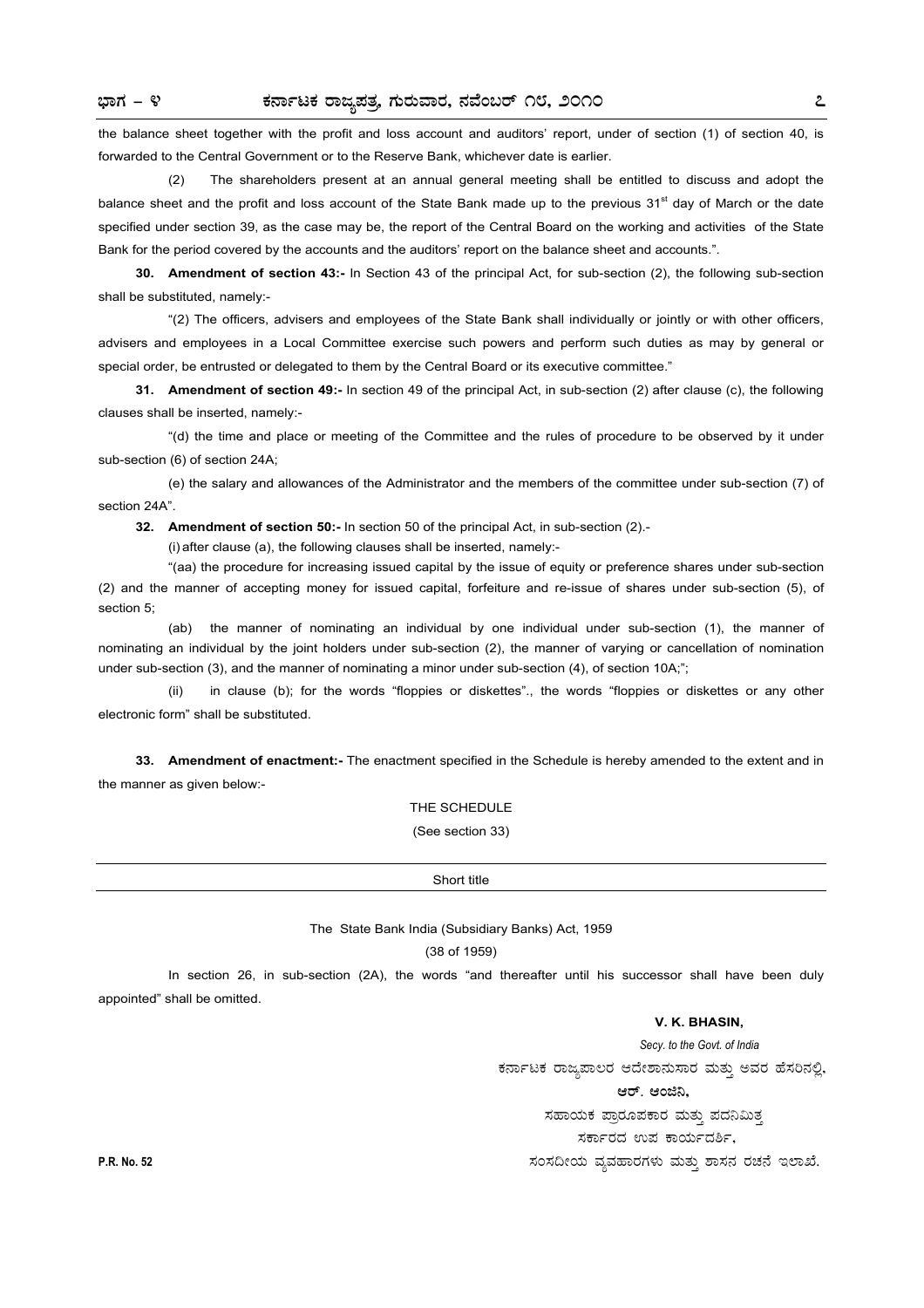the balance sheet together with the profit and loss account and auditors' report, under of section (1) of section 40, is forwarded to the Central Government or to the Reserve Bank, whichever date is earlier.

(2) The shareholders present at an annual general meeting shall be entitled to discuss and adopt the balance sheet and the profit and loss account of the State Bank made up to the previous 31st day of March or the date specified under section 39, as the case may be, the report of the Central Board on the working and activities of the State Bank for the period covered by the accounts and the auditors' report on the balance sheet and accounts.".

**30. Amendment of section 43:-** In Section 43 of the principal Act, for sub-section (2), the following sub-section shall be substituted, namely:-

"(2) The officers, advisers and employees of the State Bank shall individually or jointly or with other officers, advisers and employees in a Local Committee exercise such powers and perform such duties as may by general or special order, be entrusted or delegated to them by the Central Board or its executive committee."

**31. Amendment of section 49:-** In section 49 of the principal Act, in sub-section (2) after clause (c), the following clauses shall be inserted, namely:-

"(d) the time and place or meeting of the Committee and the rules of procedure to be observed by it under sub-section (6) of section 24A;

(e) the salary and allowances of the Administrator and the members of the committee under sub-section (7) of section 24A".

**32. Amendment of section 50:-** In section 50 of the principal Act, in sub-section (2).-

(i) after clause (a), the following clauses shall be inserted, namely:-

"(aa) the procedure for increasing issued capital by the issue of equity or preference shares under sub-section (2) and the manner of accepting money for issued capital, forfeiture and re-issue of shares under sub-section (5), of section 5;

(ab) the manner of nominating an individual by one individual under sub-section (1), the manner of nominating an individual by the joint holders under sub-section (2), the manner of varying or cancellation of nomination under sub-section (3), and the manner of nominating a minor under sub-section (4), of section 10A;";

(ii) in clause (b); for the words "floppies or diskettes"., the words "floppies or diskettes or any other electronic form" shall be substituted.

**33. Amendment of enactment:-** The enactment specified in the Schedule is hereby amended to the extent and in the manner as given below:-

THE SCHEDULE

(See section 33)

Short title

The State Bank India (Subsidiary Banks) Act, 1959

(38 of 1959)

In section 26, in sub-section (2A), the words "and thereafter until his successor shall have been duly appointed" shall be omitted.

**V. K. BHASIN,**

*Secy. to the Govt. of India*

ಕರ್ನಾಟಕ ರಾಜ್ಯಪಾಲರ ಆದೇಶಾನುಸಾರ ಮತ್ತು ಅವರ ಹೆಸರಿನಲ್ಲಿ,

**ಆರ್. ಆಂಜಿನಿ,**

ಸಹಾಯಕ ಪ್ರಾರೂಪಕಾರ ಮತ್ತು ಪದನಿಮಿತ್ತ

ಸರ್ಕಾರದ ಉಪ ಕಾರ್ಯದರ್ಶಿ,

ಸಂಸದೀಯ ವ್ಯವಹಾರಗಳು ಮತ್ತು ಶಾಸನ ರಚನೆ ಇಲಾಖೆ.

P.R. No. 52